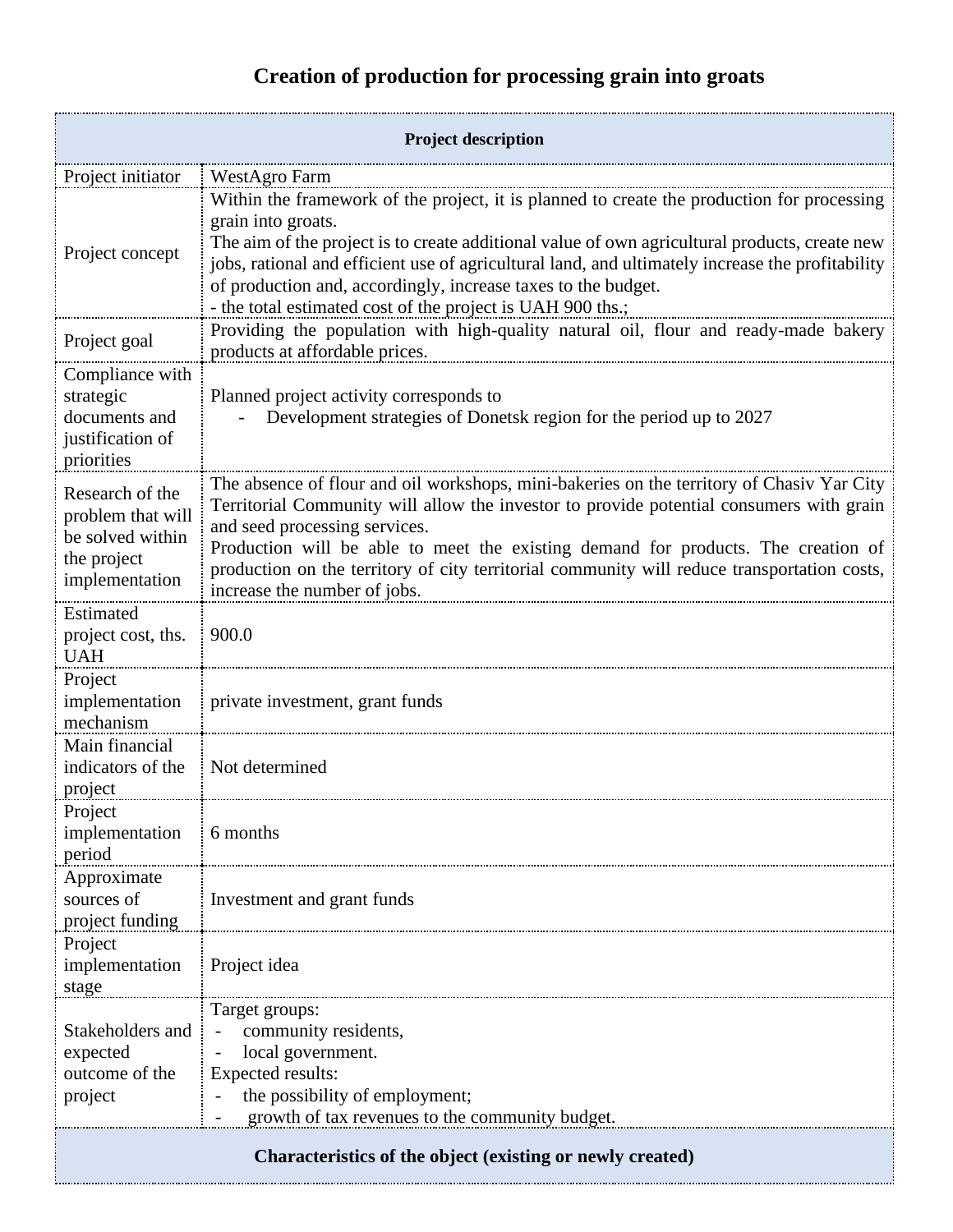# Creation of production for processing grain into groats

| **Project description** | |
|---|---|
| Project initiator | WestAgro Farm |
| Project concept | Within the framework of the project, it is planned to create the production for processing grain into groats.<br>The aim of the project is to create additional value of own agricultural products, create new jobs, rational and efficient use of agricultural land, and ultimately increase the profitability of production and, accordingly, increase taxes to the budget.<br>- the total estimated cost of the project is UAH 900 ths.; |
| Project goal | Providing the population with high-quality natural oil, flour and ready-made bakery products at affordable prices. |
| Compliance with strategic documents and justification of priorities | Planned project activity corresponds to<br>- Development strategies of Donetsk region for the period up to 2027 |
| Research of the problem that will be solved within the project implementation | The absence of flour and oil workshops, mini-bakeries on the territory of Chasiv Yar City Territorial Community will allow the investor to provide potential consumers with grain and seed processing services.<br>Production will be able to meet the existing demand for products. The creation of production on the territory of city territorial community will reduce transportation costs, increase the number of jobs. |
| Estimated project cost, ths. UAH | 900.0 |
| Project implementation mechanism | private investment, grant funds |
| Main financial indicators of the project | Not determined |
| Project implementation period | 6 months |
| Approximate sources of project funding | Investment and grant funds |
| Project implementation stage | Project idea |
| Stakeholders and expected outcome of the project | Target groups:<br>- community residents,<br>- local government.<br>Expected results:<br>- the possibility of employment;<br>- growth of tax revenues to the community budget. |
| **Characteristics of the object (existing or newly created)** | |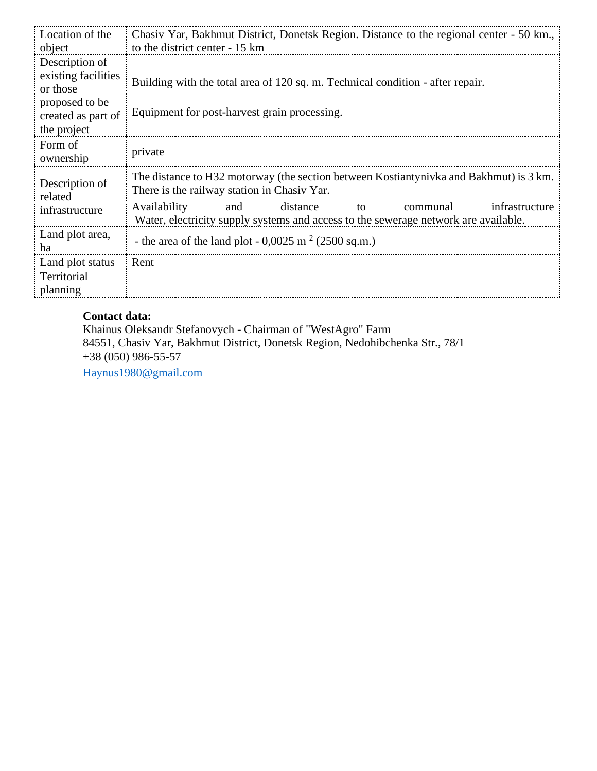| | |
|---|---|
| Location of the object | Chasiv Yar, Bakhmut District, Donetsk Region. Distance to the regional center - 50 km., to the district center - 15 km |
| Description of existing facilities or those proposed to be created as part of the project | Building with the total area of 120 sq. m. Technical condition - after repair.<br><br>Equipment for post-harvest grain processing. |
| Form of ownership | private |
| Description of related infrastructure | The distance to H32 motorway (the section between Kostiantynivka and Bakhmut) is 3 km. There is the railway station in Chasiv Yar.<br>Availability and distance to communal infrastructure Water, electricity supply systems and access to the sewerage network are available. |
| Land plot area, ha | - the area of the land plot - 0,0025 $m^2$ (2500 sq.m.) |
| Land plot status | Rent |
| Territorial planning | |

**Contact data:**
Khainus Oleksandr Stefanovych - Chairman of "WestAgro" Farm
84551, Chasiv Yar, Bakhmut District, Donetsk Region, Nedohibchenka Str., 78/1
+38 (050) 986-55-57
Haynus1980@gmail.com